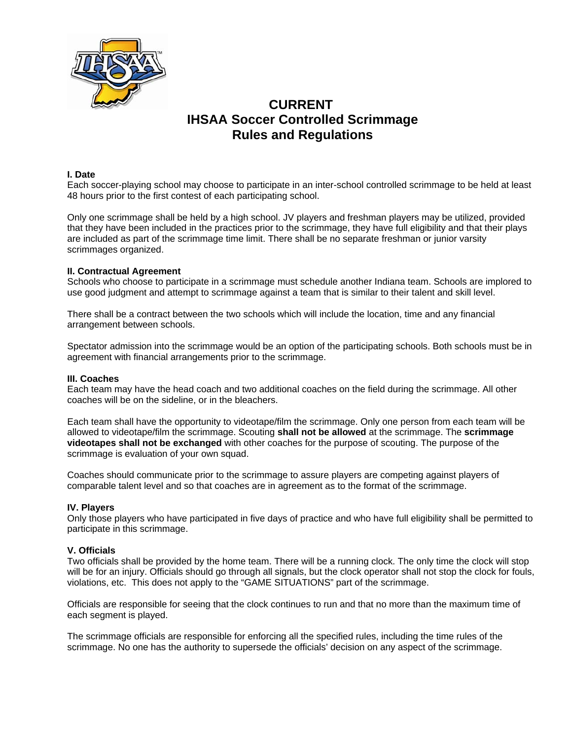# CURRENT
# IHSAA Soccer Controlled Scrimmage
# Rules and Regulations

### I. Date

Each soccer-playing school may choose to participate in an inter-school controlled scrimmage to be held at least 48 hours prior to the first contest of each participating school.

Only one scrimmage shall be held by a high school. JV players and freshman players may be utilized, provided that they have been included in the practices prior to the scrimmage, they have full eligibility and that their plays are included as part of the scrimmage time limit. There shall be no separate freshman or junior varsity scrimmages organized.

### II. Contractual Agreement

Schools who choose to participate in a scrimmage must schedule another Indiana team. Schools are implored to use good judgment and attempt to scrimmage against a team that is similar to their talent and skill level.

There shall be a contract between the two schools which will include the location, time and any financial arrangement between schools.

Spectator admission into the scrimmage would be an option of the participating schools. Both schools must be in agreement with financial arrangements prior to the scrimmage.

### III. Coaches

Each team may have the head coach and two additional coaches on the field during the scrimmage. All other coaches will be on the sideline, or in the bleachers.

Each team shall have the opportunity to videotape/film the scrimmage. Only one person from each team will be allowed to videotape/film the scrimmage. Scouting **shall not be allowed** at the scrimmage. The **scrimmage videotapes shall not be exchanged** with other coaches for the purpose of scouting. The purpose of the scrimmage is evaluation of your own squad.

Coaches should communicate prior to the scrimmage to assure players are competing against players of comparable talent level and so that coaches are in agreement as to the format of the scrimmage.

### IV. Players

Only those players who have participated in five days of practice and who have full eligibility shall be permitted to participate in this scrimmage.

### V. Officials

Two officials shall be provided by the home team. There will be a running clock. The only time the clock will stop will be for an injury. Officials should go through all signals, but the clock operator shall not stop the clock for fouls, violations, etc. This does not apply to the "GAME SITUATIONS" part of the scrimmage.

Officials are responsible for seeing that the clock continues to run and that no more than the maximum time of each segment is played.

The scrimmage officials are responsible for enforcing all the specified rules, including the time rules of the scrimmage. No one has the authority to supersede the officials' decision on any aspect of the scrimmage.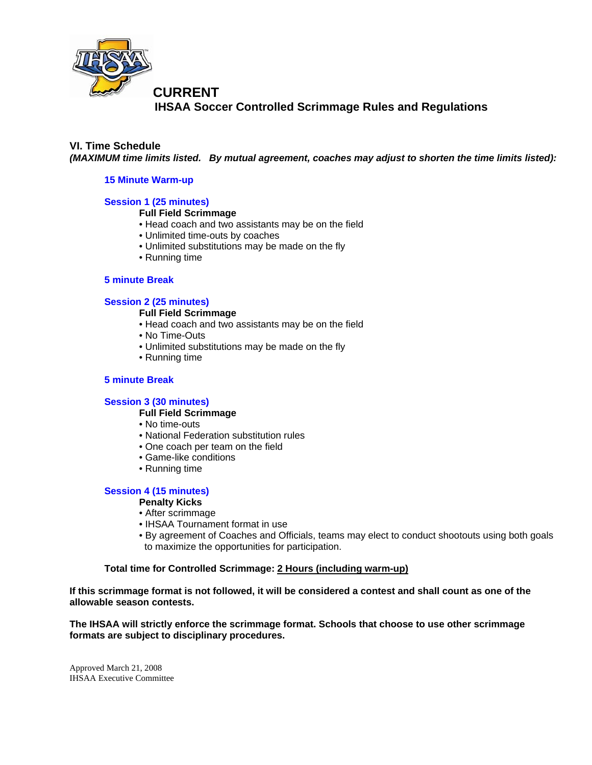# CURRENT

## IHSAA Soccer Controlled Scrimmage Rules and Regulations

### VI. Time Schedule

***(MAXIMUM time limits listed. By mutual agreement, coaches may adjust to shorten the time limits listed):***

**15 Minute Warm-up**

**Session 1 (25 minutes)**

**Full Field Scrimmage**

- Head coach and two assistants may be on the field
- Unlimited time-outs by coaches
- Unlimited substitutions may be made on the fly
- Running time

**5 minute Break**

**Session 2 (25 minutes)**

**Full Field Scrimmage**

- Head coach and two assistants may be on the field
- No Time-Outs
- Unlimited substitutions may be made on the fly
- Running time

**5 minute Break**

**Session 3 (30 minutes)**

**Full Field Scrimmage**

- No time-outs
- National Federation substitution rules
- One coach per team on the field
- Game-like conditions
- Running time

**Session 4 (15 minutes)**

**Penalty Kicks**

- After scrimmage
- IHSAA Tournament format in use
- By agreement of Coaches and Officials, teams may elect to conduct shootouts using both goals to maximize the opportunities for participation.

**Total time for Controlled Scrimmage: <u>2 Hours (including warm-up)</u>**

**If this scrimmage format is not followed, it will be considered a contest and shall count as one of the allowable season contests.**

**The IHSAA will strictly enforce the scrimmage format. Schools that choose to use other scrimmage formats are subject to disciplinary procedures.**

Approved March 21, 2008
IHSAA Executive Committee